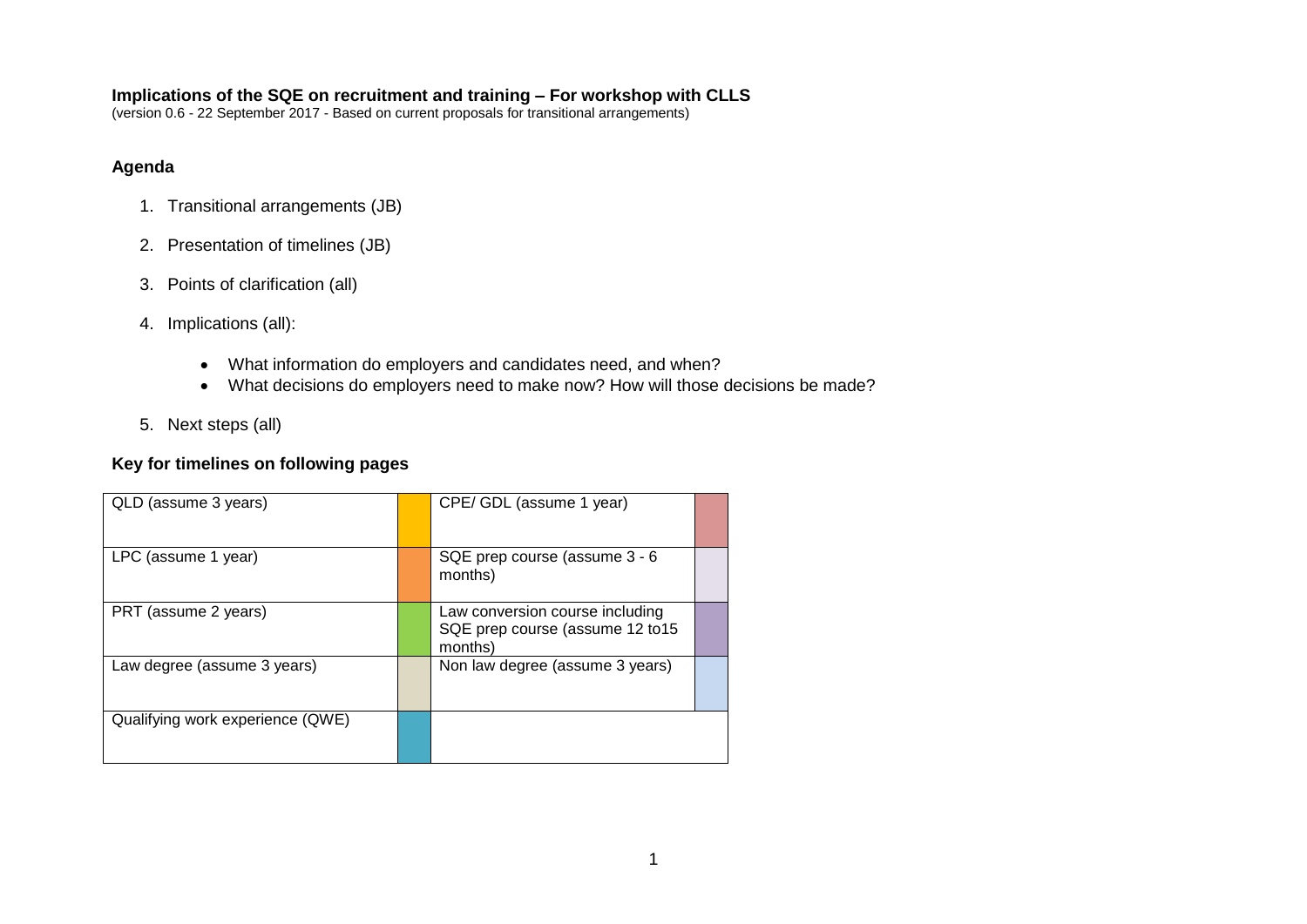# Implications of the SQE on recruitment and training – For workshop with CLLS

(version 0.6 - 22 September 2017 - Based on current proposals for transitional arrangements)

## Agenda

1. Transitional arrangements (JB)
2. Presentation of timelines (JB)
3. Points of clarification (all)
4. Implications (all):
    - What information do employers and candidates need, and when?
    - What decisions do employers need to make now? How will those decisions be made?
5. Next steps (all)

## Key for timelines on following pages

| | | | |
|---|---|---|---|
| QLD (assume 3 years) | | CPE/ GDL (assume 1 year) | |
| LPC (assume 1 year) | | SQE prep course (assume 3 - 6 months) | |
| PRT (assume 2 years) | | Law conversion course including SQE prep course (assume 12 to15 months) | |
| Law degree (assume 3 years) | | Non law degree (assume 3 years) | |
| Qualifying work experience (QWE) | | | |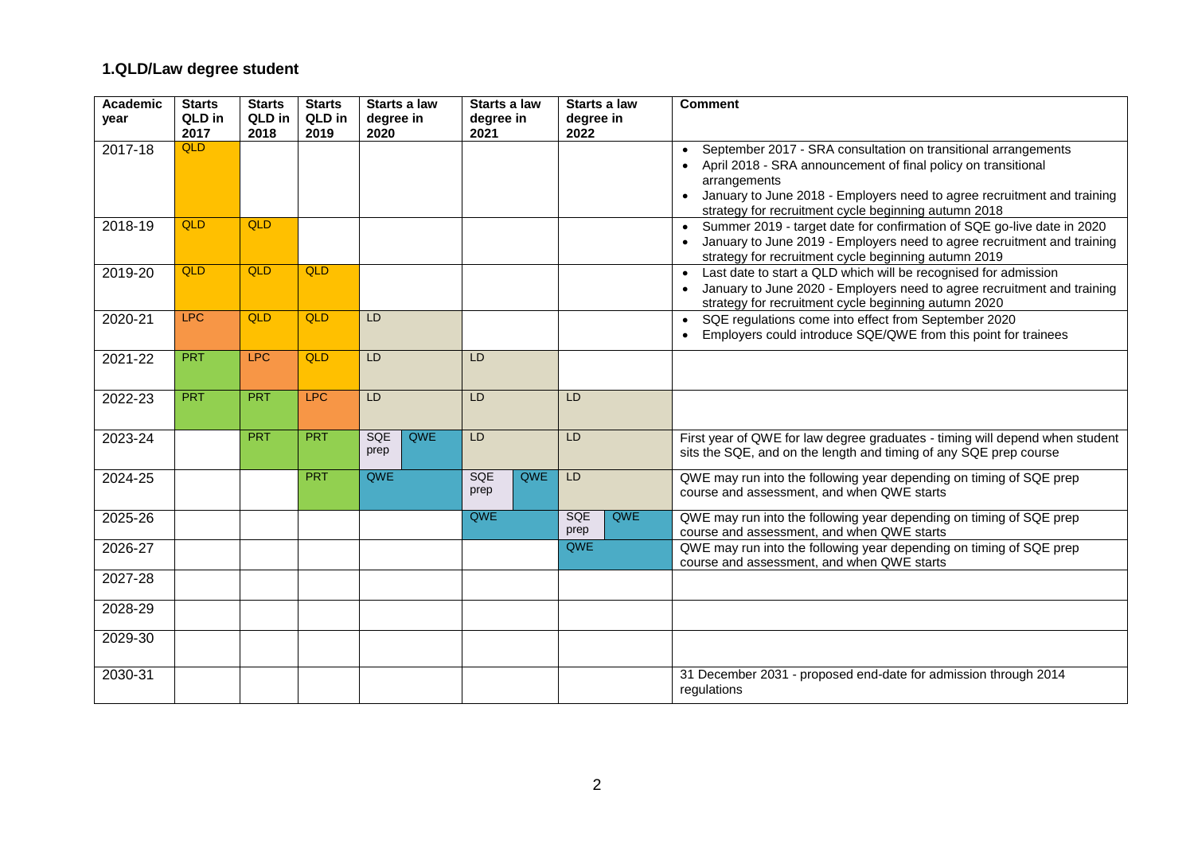## 1.QLD/Law degree student

| Academic year | Starts QLD in 2017 | Starts QLD in 2018 | Starts QLD in 2019 | Starts a law degree in 2020 | Starts a law degree in 2021 | Starts a law degree in 2022 | Comment |
|---|---|---|---|---|---|---|---|
| 2017-18 | QLD | | | | | | • September 2017 - SRA consultation on transitional arrangements<br>• April 2018 - SRA announcement of final policy on transitional arrangements<br>• January to June 2018 - Employers need to agree recruitment and training strategy for recruitment cycle beginning autumn 2018 |
| 2018-19 | QLD | QLD | | | | | • Summer 2019 - target date for confirmation of SQE go-live date in 2020<br>• January to June 2019 - Employers need to agree recruitment and training strategy for recruitment cycle beginning autumn 2019 |
| 2019-20 | QLD | QLD | QLD | | | | • Last date to start a QLD which will be recognised for admission<br>• January to June 2020 - Employers need to agree recruitment and training strategy for recruitment cycle beginning autumn 2020 |
| 2020-21 | LPC | QLD | QLD | LD | | | • SQE regulations come into effect from September 2020<br>• Employers could introduce SQE/QWE from this point for trainees |
| 2021-22 | PRT | LPC | QLD | LD | LD | | |
| 2022-23 | PRT | PRT | LPC | LD | LD | LD | |
| 2023-24 | | PRT | PRT | SQE prep / QWE | LD | LD | First year of QWE for law degree graduates - timing will depend when student sits the SQE, and on the length and timing of any SQE prep course |
| 2024-25 | | | PRT | QWE | SQE prep / QWE | LD | QWE may run into the following year depending on timing of SQE prep course and assessment, and when QWE starts |
| 2025-26 | | | | | QWE | SQE prep / QWE | QWE may run into the following year depending on timing of SQE prep course and assessment, and when QWE starts |
| 2026-27 | | | | | | QWE | QWE may run into the following year depending on timing of SQE prep course and assessment, and when QWE starts |
| 2027-28 | | | | | | | |
| 2028-29 | | | | | | | |
| 2029-30 | | | | | | | |
| 2030-31 | | | | | | | 31 December 2031 - proposed end-date for admission through 2014 regulations |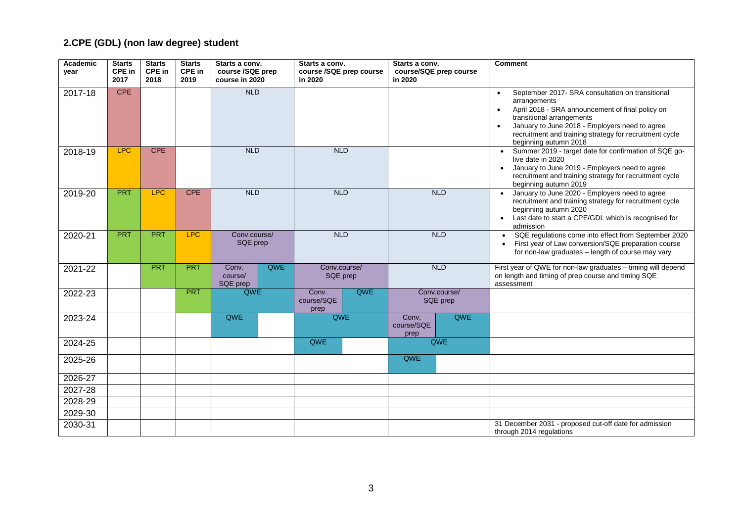## 2.CPE (GDL) (non law degree) student

| Academic year | Starts CPE in 2017 | Starts CPE in 2018 | Starts CPE in 2019 | Starts a conv. course /SQE prep course in 2020 | Starts a conv. course /SQE prep course in 2020 | Starts a conv. course/SQE prep course in 2020 | Comment |
|---|---|---|---|---|---|---|---|
| 2017-18 | CPE | | | NLD | | | • September 2017- SRA consultation on transitional arrangements<br>• April 2018 - SRA announcement of final policy on transitional arrangements<br>• January to June 2018 - Employers need to agree recruitment and training strategy for recruitment cycle beginning autumn 2018 |
| 2018-19 | LPC | CPE | | NLD | NLD | | • Summer 2019 - target date for confirmation of SQE go-live date in 2020<br>• January to June 2019 - Employers need to agree recruitment and training strategy for recruitment cycle beginning autumn 2019 |
| 2019-20 | PRT | LPC | CPE | NLD | NLD | NLD | • January to June 2020 - Employers need to agree recruitment and training strategy for recruitment cycle beginning autumn 2020<br>• Last date to start a CPE/GDL which is recognised for admission |
| 2020-21 | PRT | PRT | LPC | Conv.course/ SQE prep | NLD | NLD | • SQE regulations come into effect from September 2020<br>• First year of Law conversion/SQE preparation course for non-law graduates – length of course may vary |
| 2021-22 | | PRT | PRT | Conv. course/ SQE prep / QWE | Conv.course/ SQE prep | NLD | First year of QWE for non-law graduates – timing will depend on length and timing of prep course and timing SQE assessment |
| 2022-23 | | | PRT | QWE | Conv. course/SQE prep / QWE | Conv.course/ SQE prep | |
| 2023-24 | | | | QWE | QWE | Conv, course/SQE prep / QWE | |
| 2024-25 | | | | | QWE | QWE | |
| 2025-26 | | | | | | QWE | |
| 2026-27 | | | | | | | |
| 2027-28 | | | | | | | |
| 2028-29 | | | | | | | |
| 2029-30 | | | | | | | |
| 2030-31 | | | | | | | 31 December 2031 - proposed cut-off date for admission through 2014 regulations |